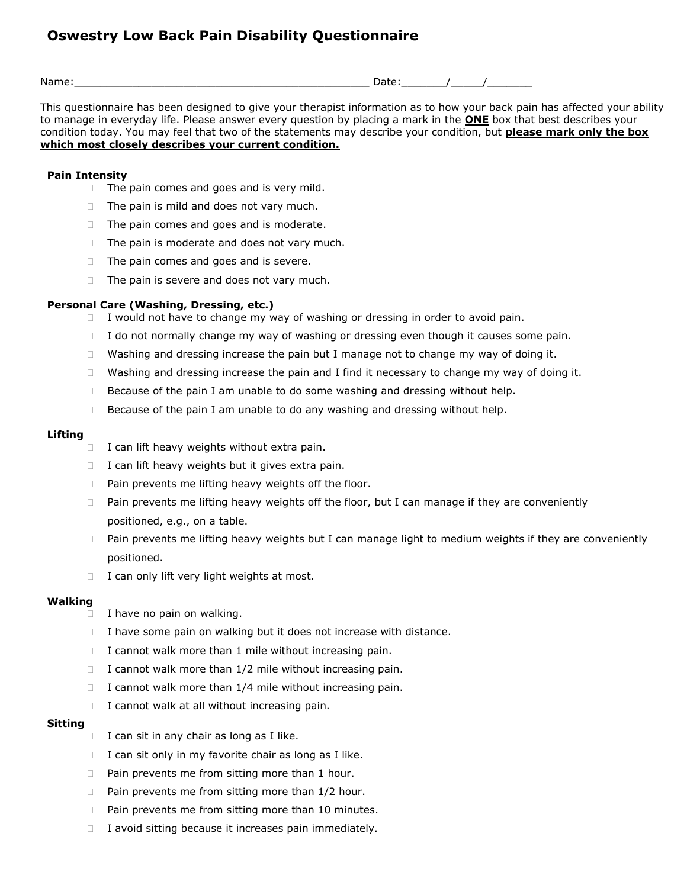# Oswestry Low Back Pain Disability Questionnaire

Name:_______________________________________________ Date:_______/_____/_______

This questionnaire has been designed to give your therapist information as to how your back pain has affected your ability to manage in everyday life. Please answer every question by placing a mark in the **ONE** box that best describes your condition today. You may feel that two of the statements may describe your condition, but **please mark only the box which most closely describes your current condition.**

**Pain Intensity**

- ☐ The pain comes and goes and is very mild.
- ☐ The pain is mild and does not vary much.
- ☐ The pain comes and goes and is moderate.
- ☐ The pain is moderate and does not vary much.
- ☐ The pain comes and goes and is severe.
- ☐ The pain is severe and does not vary much.

**Personal Care (Washing, Dressing, etc.)**

- ☐ I would not have to change my way of washing or dressing in order to avoid pain.
- ☐ I do not normally change my way of washing or dressing even though it causes some pain.
- ☐ Washing and dressing increase the pain but I manage not to change my way of doing it.
- ☐ Washing and dressing increase the pain and I find it necessary to change my way of doing it.
- ☐ Because of the pain I am unable to do some washing and dressing without help.
- ☐ Because of the pain I am unable to do any washing and dressing without help.

**Lifting**

- ☐ I can lift heavy weights without extra pain.
- ☐ I can lift heavy weights but it gives extra pain.
- ☐ Pain prevents me lifting heavy weights off the floor.
- ☐ Pain prevents me lifting heavy weights off the floor, but I can manage if they are conveniently positioned, e.g., on a table.
- ☐ Pain prevents me lifting heavy weights but I can manage light to medium weights if they are conveniently positioned.
- ☐ I can only lift very light weights at most.

**Walking**

- ☐ I have no pain on walking.
- ☐ I have some pain on walking but it does not increase with distance.
- ☐ I cannot walk more than 1 mile without increasing pain.
- ☐ I cannot walk more than 1/2 mile without increasing pain.
- ☐ I cannot walk more than 1/4 mile without increasing pain.
- ☐ I cannot walk at all without increasing pain.

**Sitting**

- ☐ I can sit in any chair as long as I like.
- ☐ I can sit only in my favorite chair as long as I like.
- ☐ Pain prevents me from sitting more than 1 hour.
- ☐ Pain prevents me from sitting more than 1/2 hour.
- ☐ Pain prevents me from sitting more than 10 minutes.
- ☐ I avoid sitting because it increases pain immediately.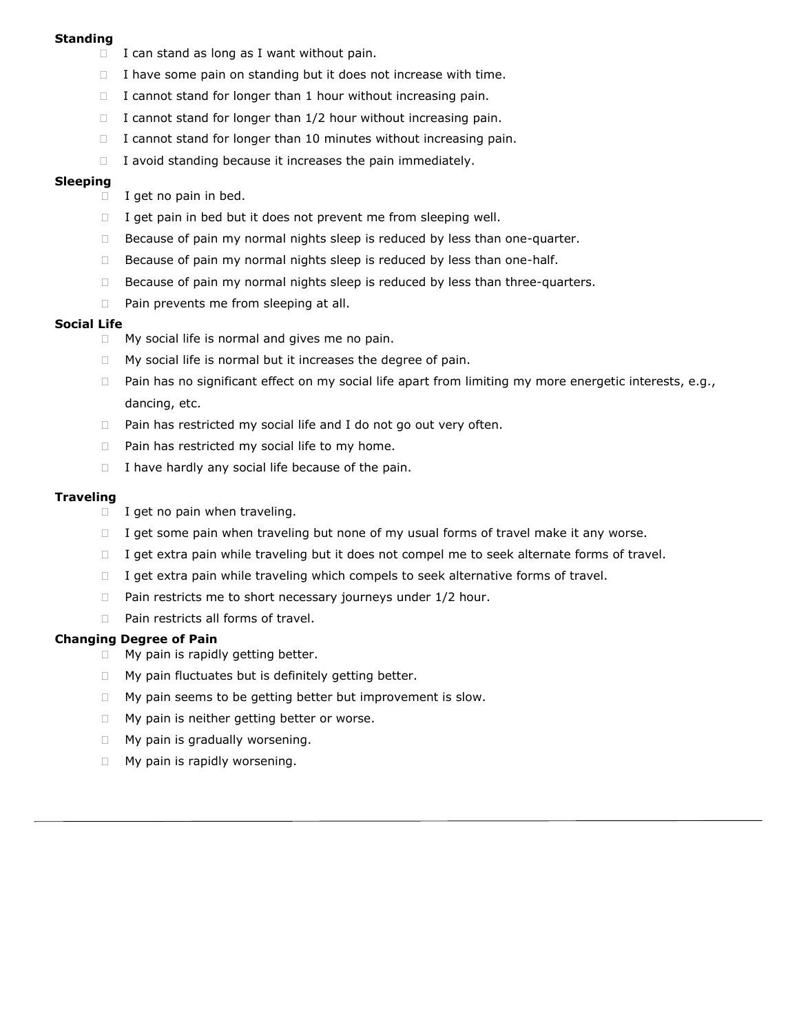**Standing**

- I can stand as long as I want without pain.
- I have some pain on standing but it does not increase with time.
- I cannot stand for longer than 1 hour without increasing pain.
- I cannot stand for longer than 1/2 hour without increasing pain.
- I cannot stand for longer than 10 minutes without increasing pain.
- I avoid standing because it increases the pain immediately.

**Sleeping**

- I get no pain in bed.
- I get pain in bed but it does not prevent me from sleeping well.
- Because of pain my normal nights sleep is reduced by less than one-quarter.
- Because of pain my normal nights sleep is reduced by less than one-half.
- Because of pain my normal nights sleep is reduced by less than three-quarters.
- Pain prevents me from sleeping at all.

**Social Life**

- My social life is normal and gives me no pain.
- My social life is normal but it increases the degree of pain.
- Pain has no significant effect on my social life apart from limiting my more energetic interests, e.g., dancing, etc.
- Pain has restricted my social life and I do not go out very often.
- Pain has restricted my social life to my home.
- I have hardly any social life because of the pain.

**Traveling**

- I get no pain when traveling.
- I get some pain when traveling but none of my usual forms of travel make it any worse.
- I get extra pain while traveling but it does not compel me to seek alternate forms of travel.
- I get extra pain while traveling which compels to seek alternative forms of travel.
- Pain restricts me to short necessary journeys under 1/2 hour.
- Pain restricts all forms of travel.

**Changing Degree of Pain**

- My pain is rapidly getting better.
- My pain fluctuates but is definitely getting better.
- My pain seems to be getting better but improvement is slow.
- My pain is neither getting better or worse.
- My pain is gradually worsening.
- My pain is rapidly worsening.